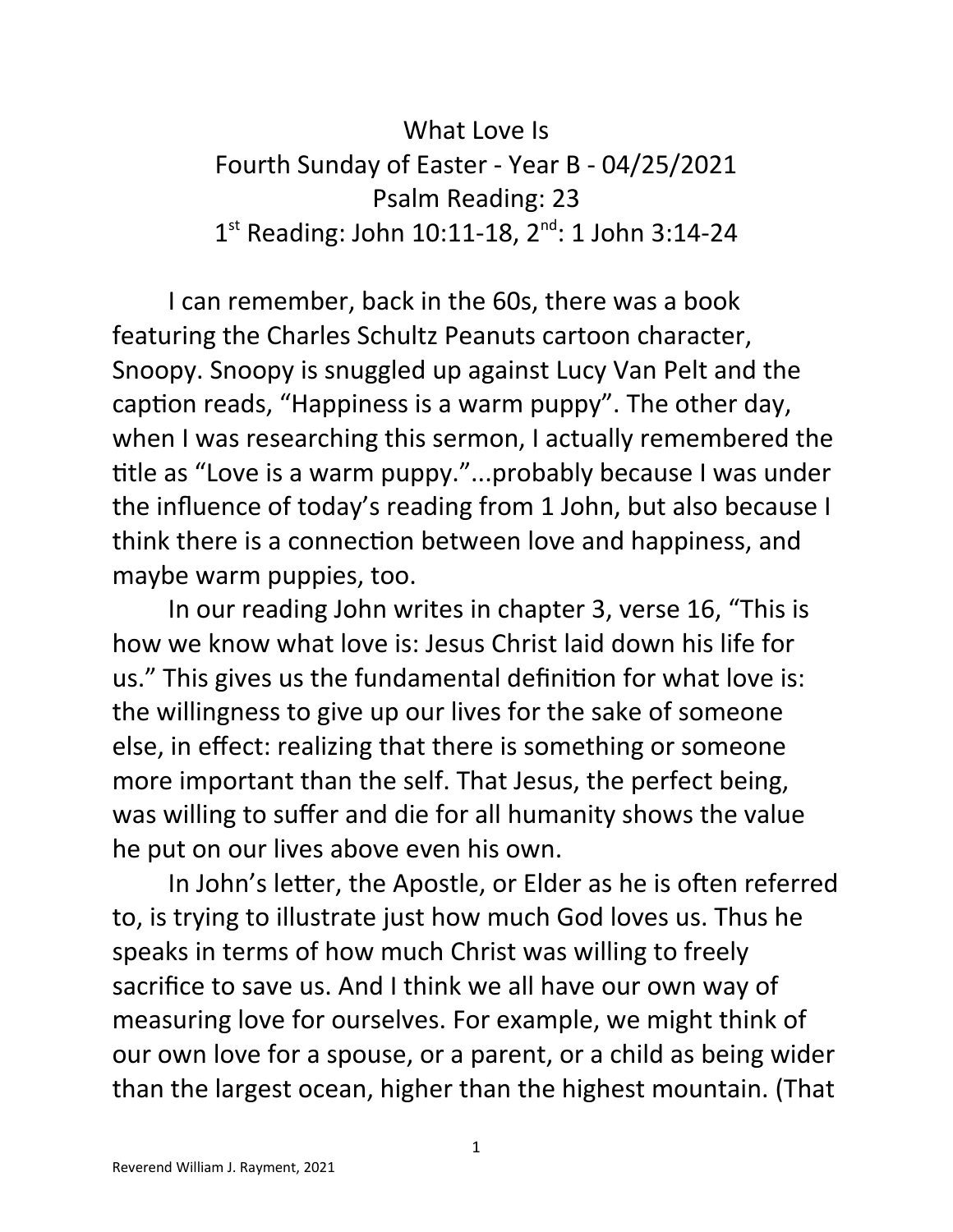# What Love Is

## Fourth Sunday of Easter - Year B - 04/25/2021

### Psalm Reading: 23

### 1st Reading: John 10:11-18, 2nd: 1 John 3:14-24

I can remember, back in the 60s, there was a book featuring the Charles Schultz Peanuts cartoon character, Snoopy. Snoopy is snuggled up against Lucy Van Pelt and the caption reads, "Happiness is a warm puppy". The other day, when I was researching this sermon, I actually remembered the title as "Love is a warm puppy."...probably because I was under the influence of today's reading from 1 John, but also because I think there is a connection between love and happiness, and maybe warm puppies, too.

In our reading John writes in chapter 3, verse 16, "This is how we know what love is: Jesus Christ laid down his life for us." This gives us the fundamental definition for what love is: the willingness to give up our lives for the sake of someone else, in effect: realizing that there is something or someone more important than the self. That Jesus, the perfect being, was willing to suffer and die for all humanity shows the value he put on our lives above even his own.

In John's letter, the Apostle, or Elder as he is often referred to, is trying to illustrate just how much God loves us. Thus he speaks in terms of how much Christ was willing to freely sacrifice to save us. And I think we all have our own way of measuring love for ourselves. For example, we might think of our own love for a spouse, or a parent, or a child as being wider than the largest ocean, higher than the highest mountain. (That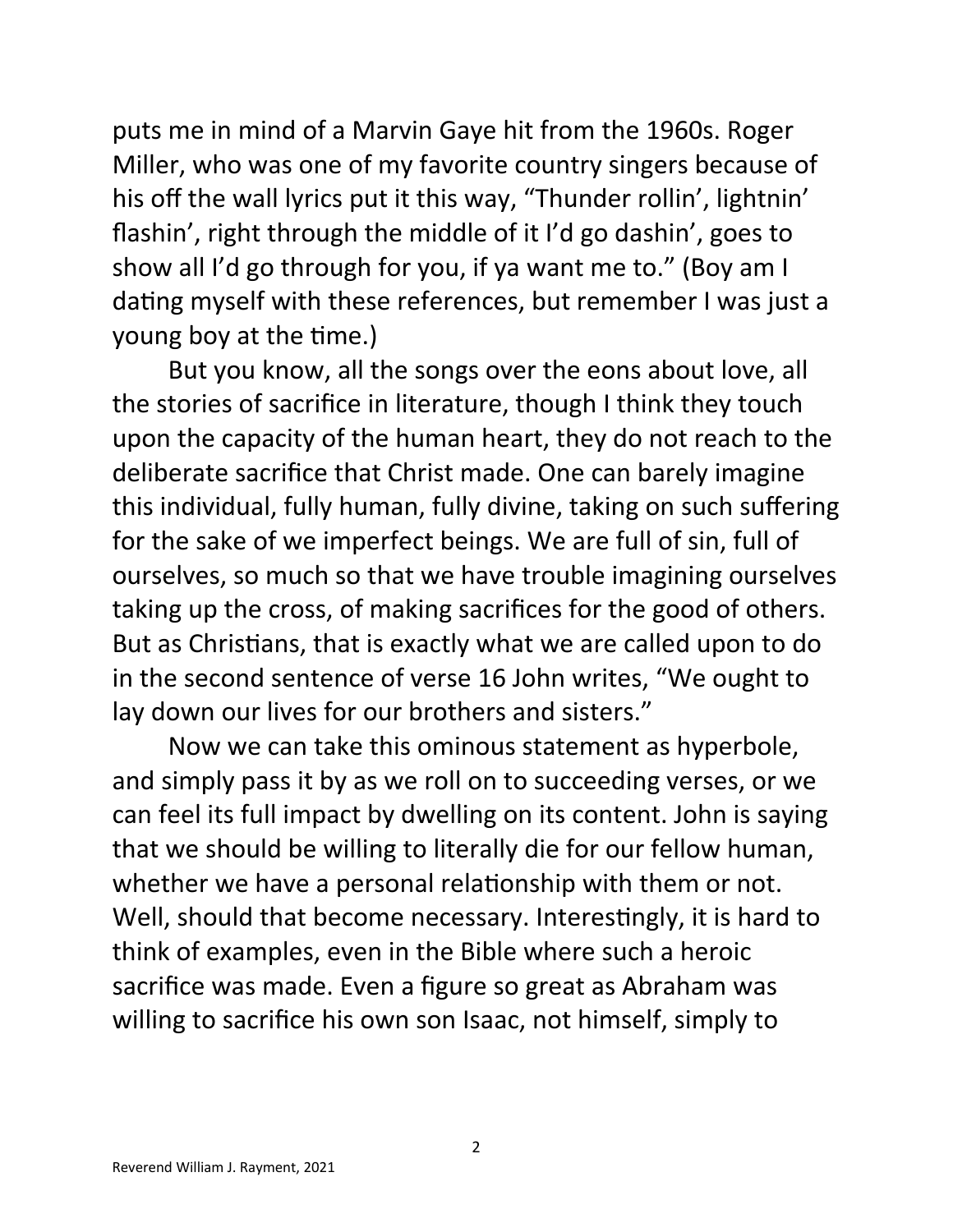puts me in mind of a Marvin Gaye hit from the 1960s. Roger Miller, who was one of my favorite country singers because of his off the wall lyrics put it this way, "Thunder rollin', lightnin' flashin', right through the middle of it I'd go dashin', goes to show all I'd go through for you, if ya want me to." (Boy am I dating myself with these references, but remember I was just a young boy at the time.)

But you know, all the songs over the eons about love, all the stories of sacrifice in literature, though I think they touch upon the capacity of the human heart, they do not reach to the deliberate sacrifice that Christ made. One can barely imagine this individual, fully human, fully divine, taking on such suffering for the sake of we imperfect beings. We are full of sin, full of ourselves, so much so that we have trouble imagining ourselves taking up the cross, of making sacrifices for the good of others. But as Christians, that is exactly what we are called upon to do in the second sentence of verse 16 John writes, "We ought to lay down our lives for our brothers and sisters."

Now we can take this ominous statement as hyperbole, and simply pass it by as we roll on to succeeding verses, or we can feel its full impact by dwelling on its content. John is saying that we should be willing to literally die for our fellow human, whether we have a personal relationship with them or not. Well, should that become necessary. Interestingly, it is hard to think of examples, even in the Bible where such a heroic sacrifice was made. Even a figure so great as Abraham was willing to sacrifice his own son Isaac, not himself, simply to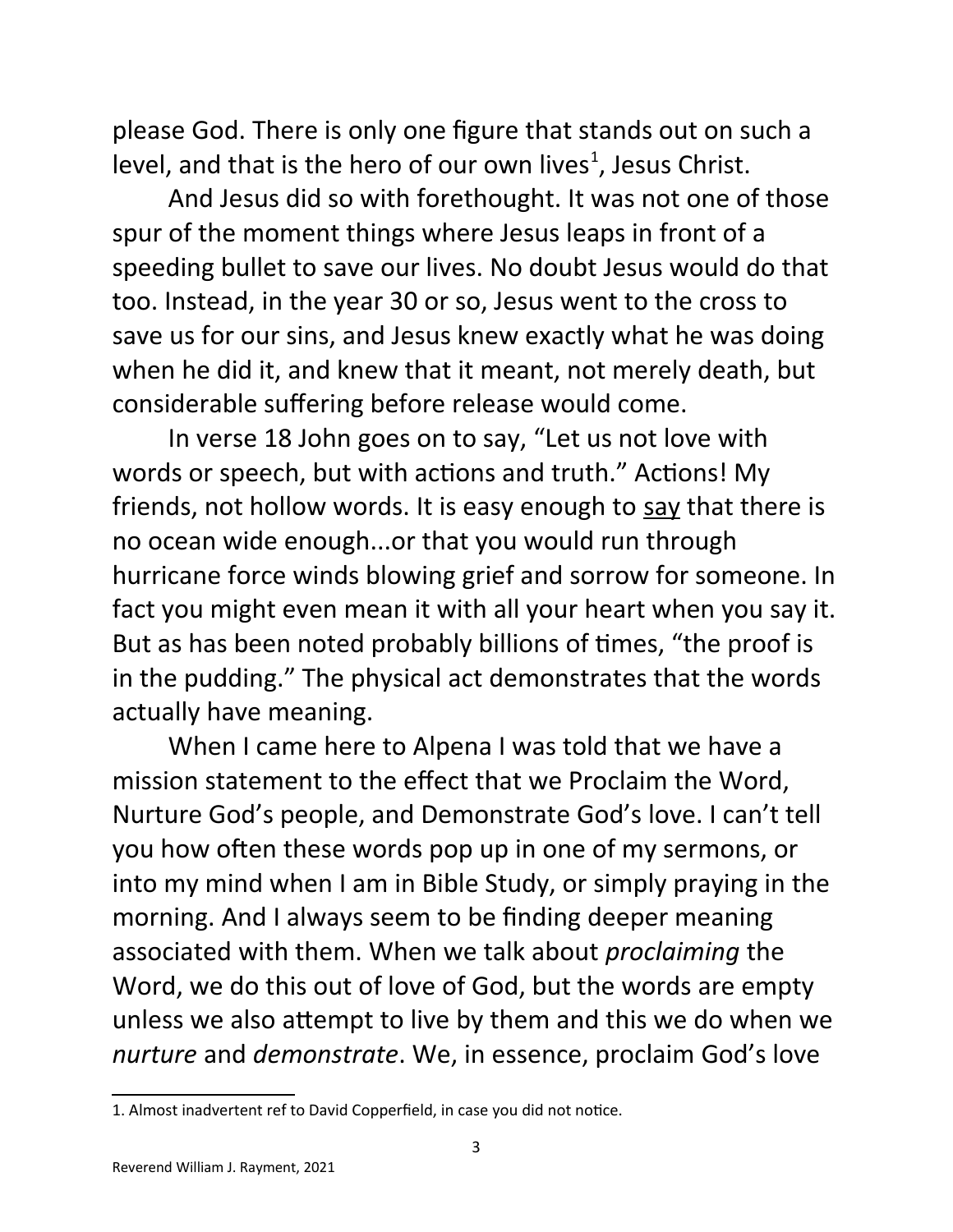please God. There is only one figure that stands out on such a level, and that is the hero of our own lives[1], Jesus Christ.

And Jesus did so with forethought. It was not one of those spur of the moment things where Jesus leaps in front of a speeding bullet to save our lives. No doubt Jesus would do that too. Instead, in the year 30 or so, Jesus went to the cross to save us for our sins, and Jesus knew exactly what he was doing when he did it, and knew that it meant, not merely death, but considerable suffering before release would come.

In verse 18 John goes on to say, "Let us not love with words or speech, but with actions and truth." Actions! My friends, not hollow words. It is easy enough to <u>say</u> that there is no ocean wide enough...or that you would run through hurricane force winds blowing grief and sorrow for someone. In fact you might even mean it with all your heart when you say it. But as has been noted probably billions of times, "the proof is in the pudding." The physical act demonstrates that the words actually have meaning.

When I came here to Alpena I was told that we have a mission statement to the effect that we Proclaim the Word, Nurture God's people, and Demonstrate God's love. I can't tell you how often these words pop up in one of my sermons, or into my mind when I am in Bible Study, or simply praying in the morning. And I always seem to be finding deeper meaning associated with them. When we talk about *proclaiming* the Word, we do this out of love of God, but the words are empty unless we also attempt to live by them and this we do when we *nurture* and *demonstrate*. We, in essence, proclaim God's love

1. Almost inadvertent ref to David Copperfield, in case you did not notice.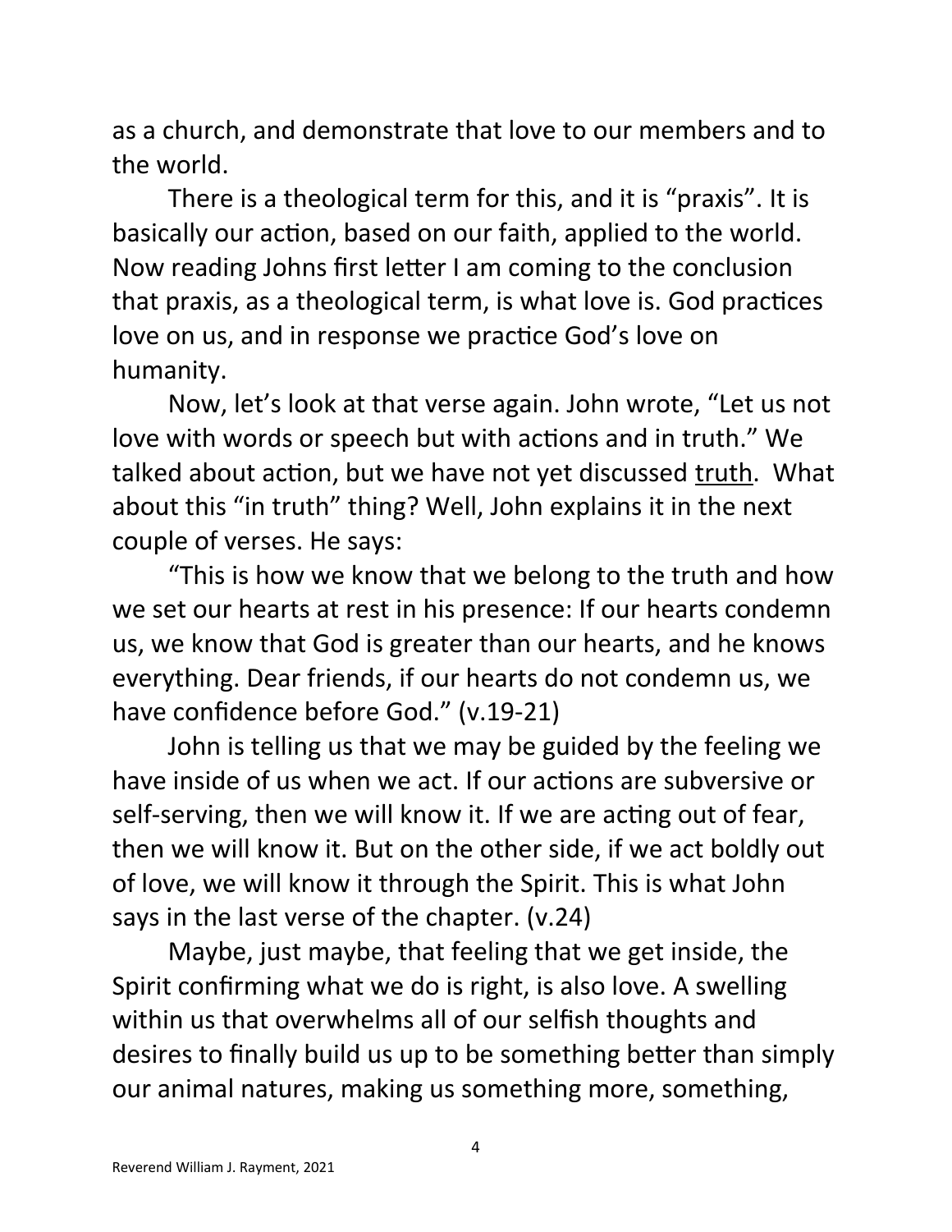as a church, and demonstrate that love to our members and to the world.

There is a theological term for this, and it is "praxis". It is basically our action, based on our faith, applied to the world. Now reading Johns first letter I am coming to the conclusion that praxis, as a theological term, is what love is. God practices love on us, and in response we practice God's love on humanity.

Now, let's look at that verse again. John wrote, "Let us not love with words or speech but with actions and in truth." We talked about action, but we have not yet discussed <u>truth</u>. What about this "in truth" thing? Well, John explains it in the next couple of verses. He says:

"This is how we know that we belong to the truth and how we set our hearts at rest in his presence: If our hearts condemn us, we know that God is greater than our hearts, and he knows everything. Dear friends, if our hearts do not condemn us, we have confidence before God." (v.19-21)

John is telling us that we may be guided by the feeling we have inside of us when we act. If our actions are subversive or self-serving, then we will know it. If we are acting out of fear, then we will know it. But on the other side, if we act boldly out of love, we will know it through the Spirit. This is what John says in the last verse of the chapter. (v.24)

Maybe, just maybe, that feeling that we get inside, the Spirit confirming what we do is right, is also love. A swelling within us that overwhelms all of our selfish thoughts and desires to finally build us up to be something better than simply our animal natures, making us something more, something,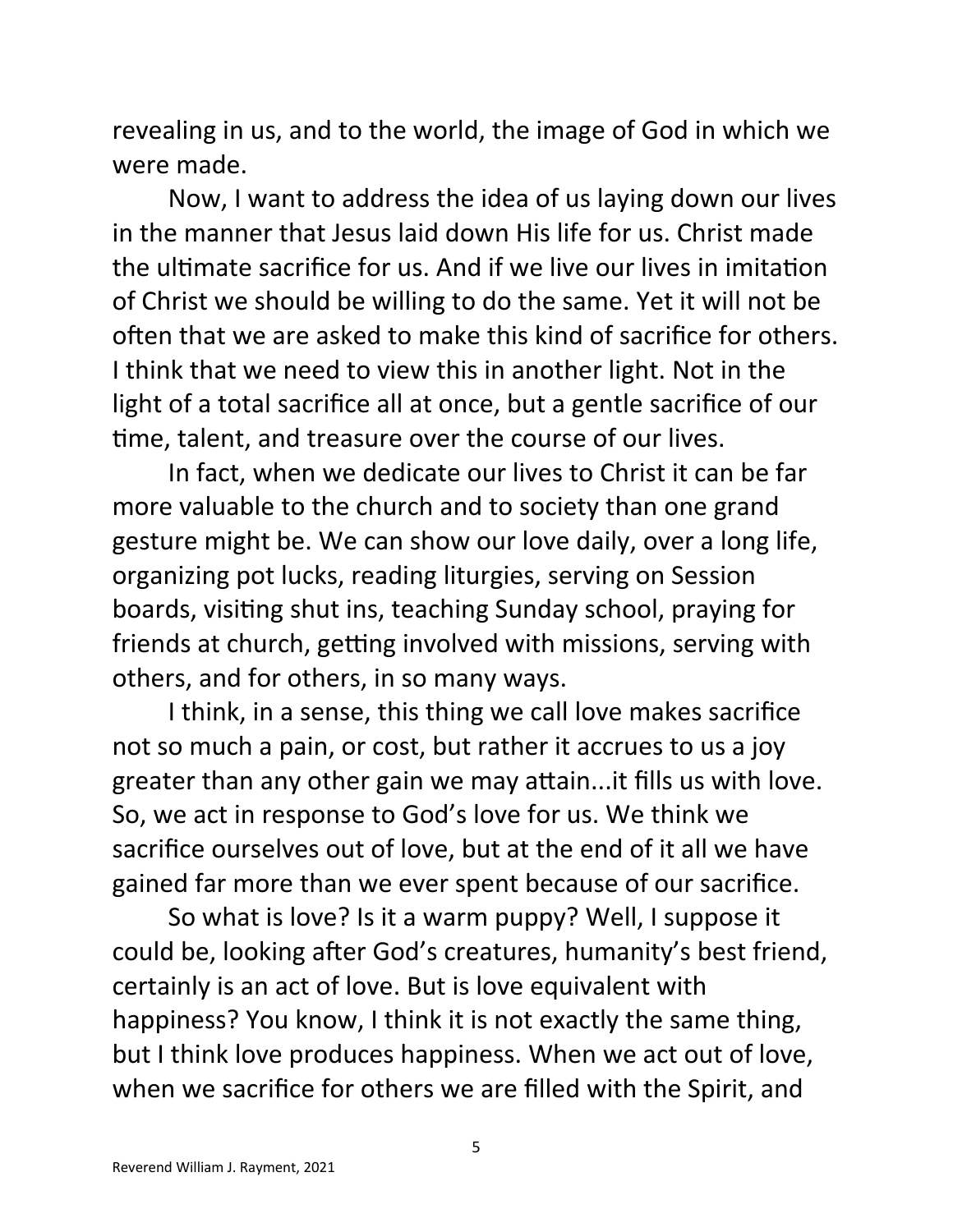revealing in us, and to the world, the image of God in which we were made.

Now, I want to address the idea of us laying down our lives in the manner that Jesus laid down His life for us. Christ made the ultimate sacrifice for us. And if we live our lives in imitation of Christ we should be willing to do the same. Yet it will not be often that we are asked to make this kind of sacrifice for others. I think that we need to view this in another light. Not in the light of a total sacrifice all at once, but a gentle sacrifice of our time, talent, and treasure over the course of our lives.

In fact, when we dedicate our lives to Christ it can be far more valuable to the church and to society than one grand gesture might be. We can show our love daily, over a long life, organizing pot lucks, reading liturgies, serving on Session boards, visiting shut ins, teaching Sunday school, praying for friends at church, getting involved with missions, serving with others, and for others, in so many ways.

I think, in a sense, this thing we call love makes sacrifice not so much a pain, or cost, but rather it accrues to us a joy greater than any other gain we may attain...it fills us with love. So, we act in response to God's love for us. We think we sacrifice ourselves out of love, but at the end of it all we have gained far more than we ever spent because of our sacrifice.

So what is love? Is it a warm puppy? Well, I suppose it could be, looking after God's creatures, humanity's best friend, certainly is an act of love. But is love equivalent with happiness? You know, I think it is not exactly the same thing, but I think love produces happiness. When we act out of love, when we sacrifice for others we are filled with the Spirit, and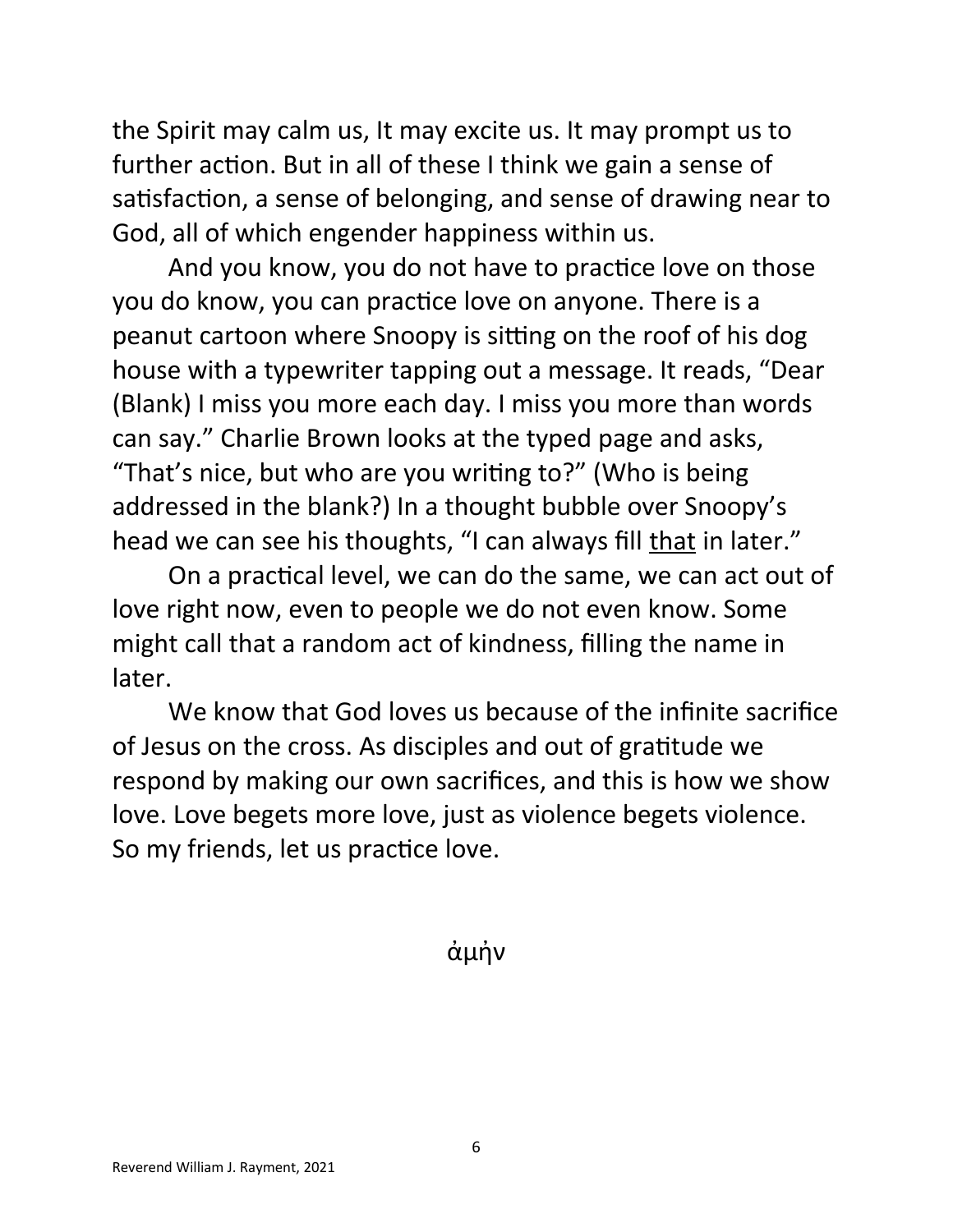the Spirit may calm us, It may excite us. It may prompt us to further action. But in all of these I think we gain a sense of satisfaction, a sense of belonging, and sense of drawing near to God, all of which engender happiness within us.

And you know, you do not have to practice love on those you do know, you can practice love on anyone. There is a peanut cartoon where Snoopy is sitting on the roof of his dog house with a typewriter tapping out a message. It reads, "Dear (Blank) I miss you more each day. I miss you more than words can say." Charlie Brown looks at the typed page and asks, "That's nice, but who are you writing to?" (Who is being addressed in the blank?) In a thought bubble over Snoopy's head we can see his thoughts, "I can always fill <u>that</u> in later."

On a practical level, we can do the same, we can act out of love right now, even to people we do not even know. Some might call that a random act of kindness, filling the name in later.

We know that God loves us because of the infinite sacrifice of Jesus on the cross. As disciples and out of gratitude we respond by making our own sacrifices, and this is how we show love. Love begets more love, just as violence begets violence. So my friends, let us practice love.

ἀμήν